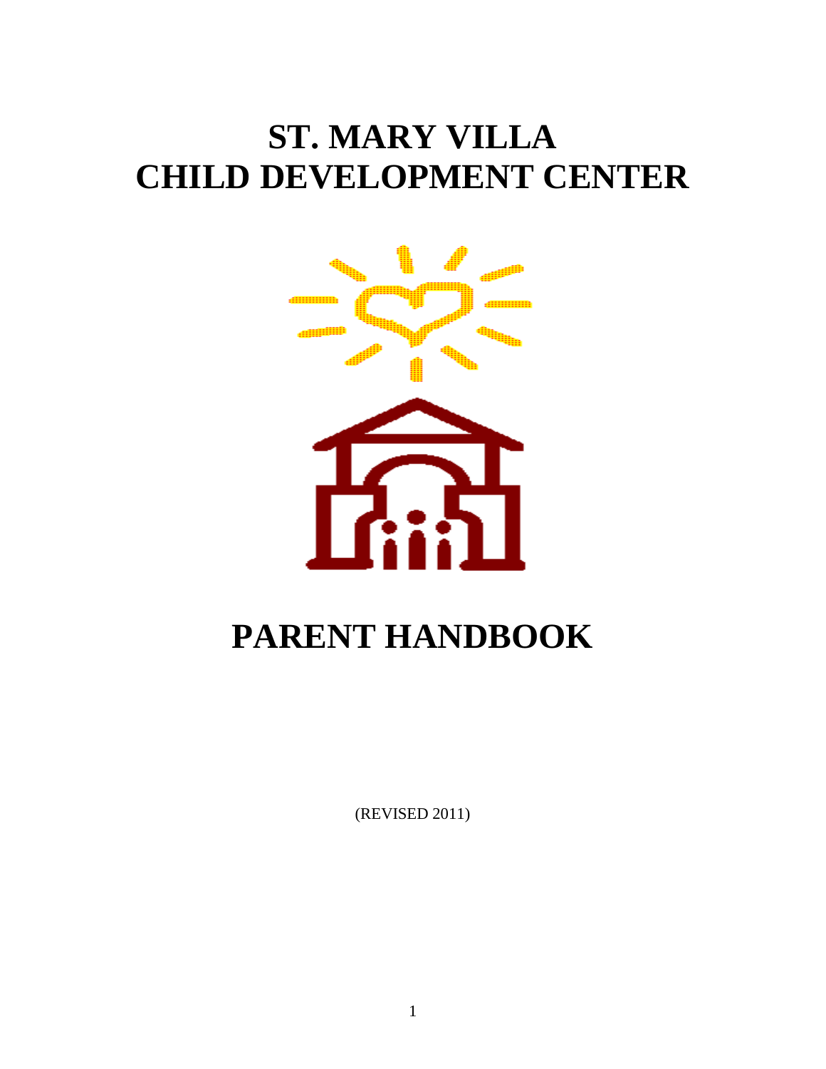# ST. MARY VILLA CHILD DEVELOPMENT CENTER

# PARENT HANDBOOK

(REVISED 2011)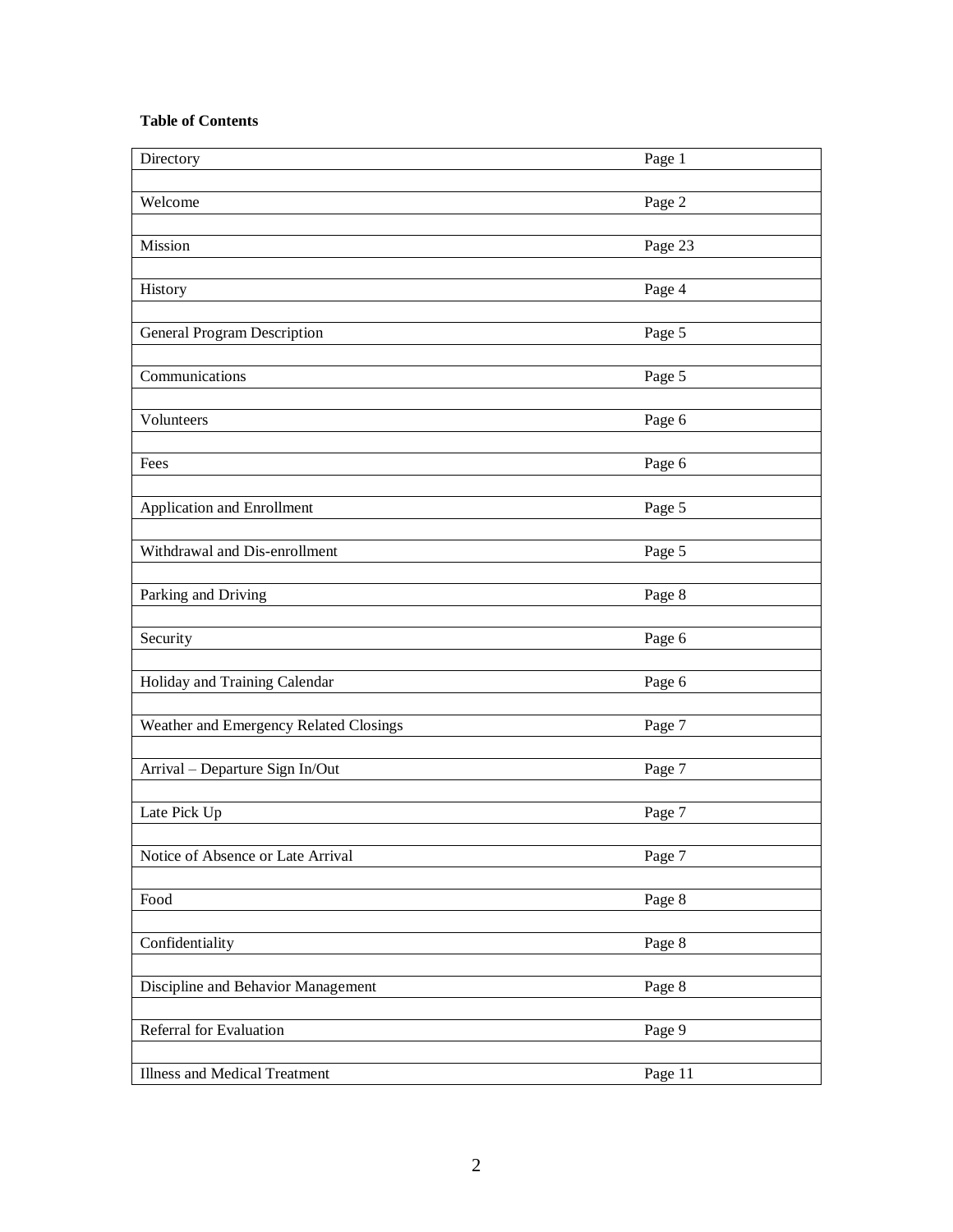**Table of Contents**

| | |
|---|---|
| Directory | Page 1 |
| Welcome | Page 2 |
| Mission | Page 23 |
| History | Page 4 |
| General Program Description | Page 5 |
| Communications | Page 5 |
| Volunteers | Page 6 |
| Fees | Page 6 |
| Application and Enrollment | Page 5 |
| Withdrawal and Dis-enrollment | Page 5 |
| Parking and Driving | Page 8 |
| Security | Page 6 |
| Holiday and Training Calendar | Page 6 |
| Weather and Emergency Related Closings | Page 7 |
| Arrival – Departure Sign In/Out | Page 7 |
| Late Pick Up | Page 7 |
| Notice of Absence or Late Arrival | Page 7 |
| Food | Page 8 |
| Confidentiality | Page 8 |
| Discipline and Behavior Management | Page 8 |
| Referral for Evaluation | Page 9 |
| Illness and Medical Treatment | Page 11 |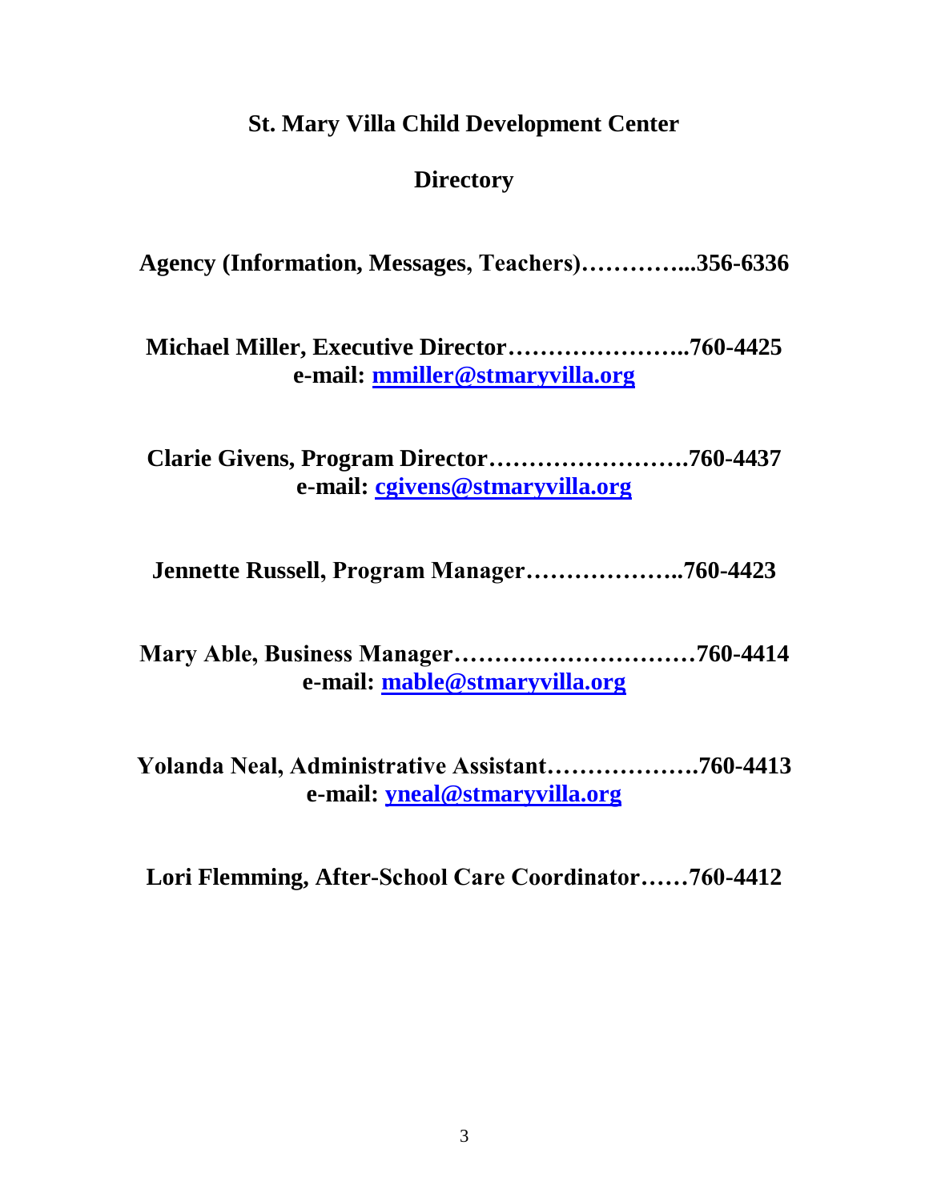# St. Mary Villa Child Development Center

## Directory

**Agency (Information, Messages, Teachers)…………...356-6336**

**Michael Miller, Executive Director…………………..760-4425**
**e-mail: mmiller@stmaryvilla.org**

**Clarie Givens, Program Director…………………….760-4437**
**e-mail: cgivens@stmaryvilla.org**

**Jennette Russell, Program Manager………………..760-4423**

**Mary Able, Business Manager…………………………760-4414**
**e-mail: mable@stmaryvilla.org**

**Yolanda Neal, Administrative Assistant……………….760-4413**
**e-mail: yneal@stmaryvilla.org**

**Lori Flemming, After-School Care Coordinator……760-4412**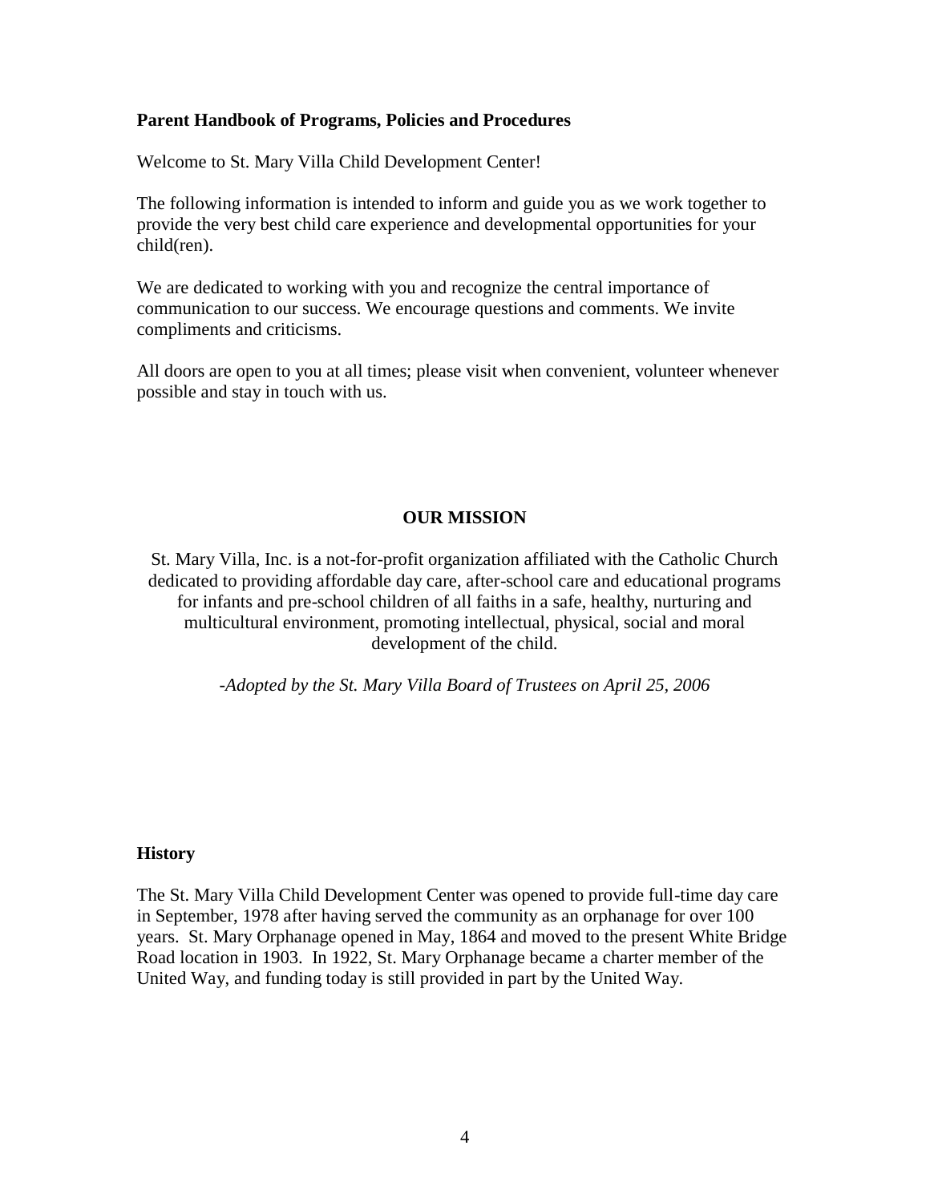**Parent Handbook of Programs, Policies and Procedures**

Welcome to St. Mary Villa Child Development Center!

The following information is intended to inform and guide you as we work together to provide the very best child care experience and developmental opportunities for your child(ren).

We are dedicated to working with you and recognize the central importance of communication to our success. We encourage questions and comments. We invite compliments and criticisms.

All doors are open to you at all times; please visit when convenient, volunteer whenever possible and stay in touch with us.

## OUR MISSION

St. Mary Villa, Inc. is a not-for-profit organization affiliated with the Catholic Church dedicated to providing affordable day care, after-school care and educational programs for infants and pre-school children of all faiths in a safe, healthy, nurturing and multicultural environment, promoting intellectual, physical, social and moral development of the child.

*-Adopted by the St. Mary Villa Board of Trustees on April 25, 2006*

**History**

The St. Mary Villa Child Development Center was opened to provide full-time day care in September, 1978 after having served the community as an orphanage for over 100 years. St. Mary Orphanage opened in May, 1864 and moved to the present White Bridge Road location in 1903. In 1922, St. Mary Orphanage became a charter member of the United Way, and funding today is still provided in part by the United Way.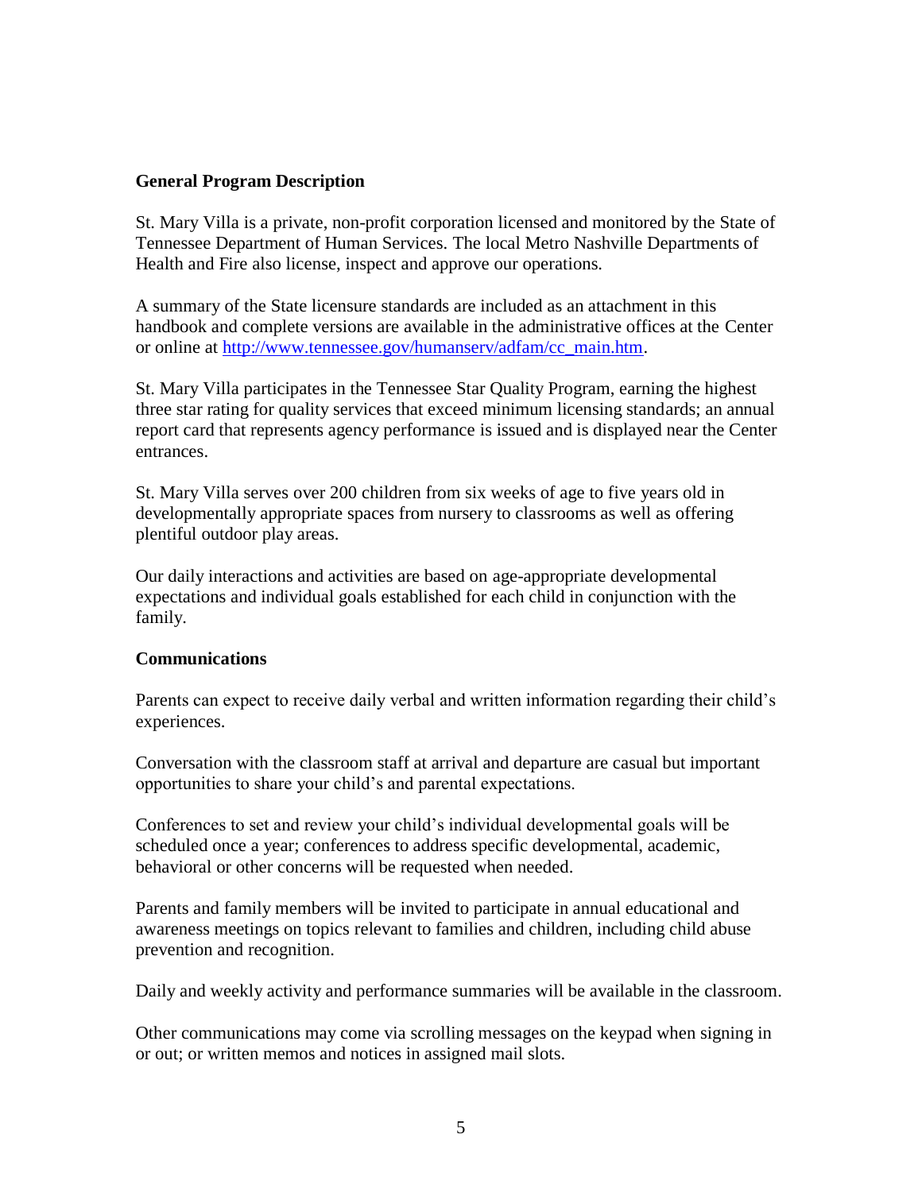## General Program Description

St. Mary Villa is a private, non-profit corporation licensed and monitored by the State of Tennessee Department of Human Services. The local Metro Nashville Departments of Health and Fire also license, inspect and approve our operations.

A summary of the State licensure standards are included as an attachment in this handbook and complete versions are available in the administrative offices at the Center or online at http://www.tennessee.gov/humanserv/adfam/cc_main.htm.

St. Mary Villa participates in the Tennessee Star Quality Program, earning the highest three star rating for quality services that exceed minimum licensing standards; an annual report card that represents agency performance is issued and is displayed near the Center entrances.

St. Mary Villa serves over 200 children from six weeks of age to five years old in developmentally appropriate spaces from nursery to classrooms as well as offering plentiful outdoor play areas.

Our daily interactions and activities are based on age-appropriate developmental expectations and individual goals established for each child in conjunction with the family.

## Communications

Parents can expect to receive daily verbal and written information regarding their child's experiences.

Conversation with the classroom staff at arrival and departure are casual but important opportunities to share your child's and parental expectations.

Conferences to set and review your child's individual developmental goals will be scheduled once a year; conferences to address specific developmental, academic, behavioral or other concerns will be requested when needed.

Parents and family members will be invited to participate in annual educational and awareness meetings on topics relevant to families and children, including child abuse prevention and recognition.

Daily and weekly activity and performance summaries will be available in the classroom.

Other communications may come via scrolling messages on the keypad when signing in or out; or written memos and notices in assigned mail slots.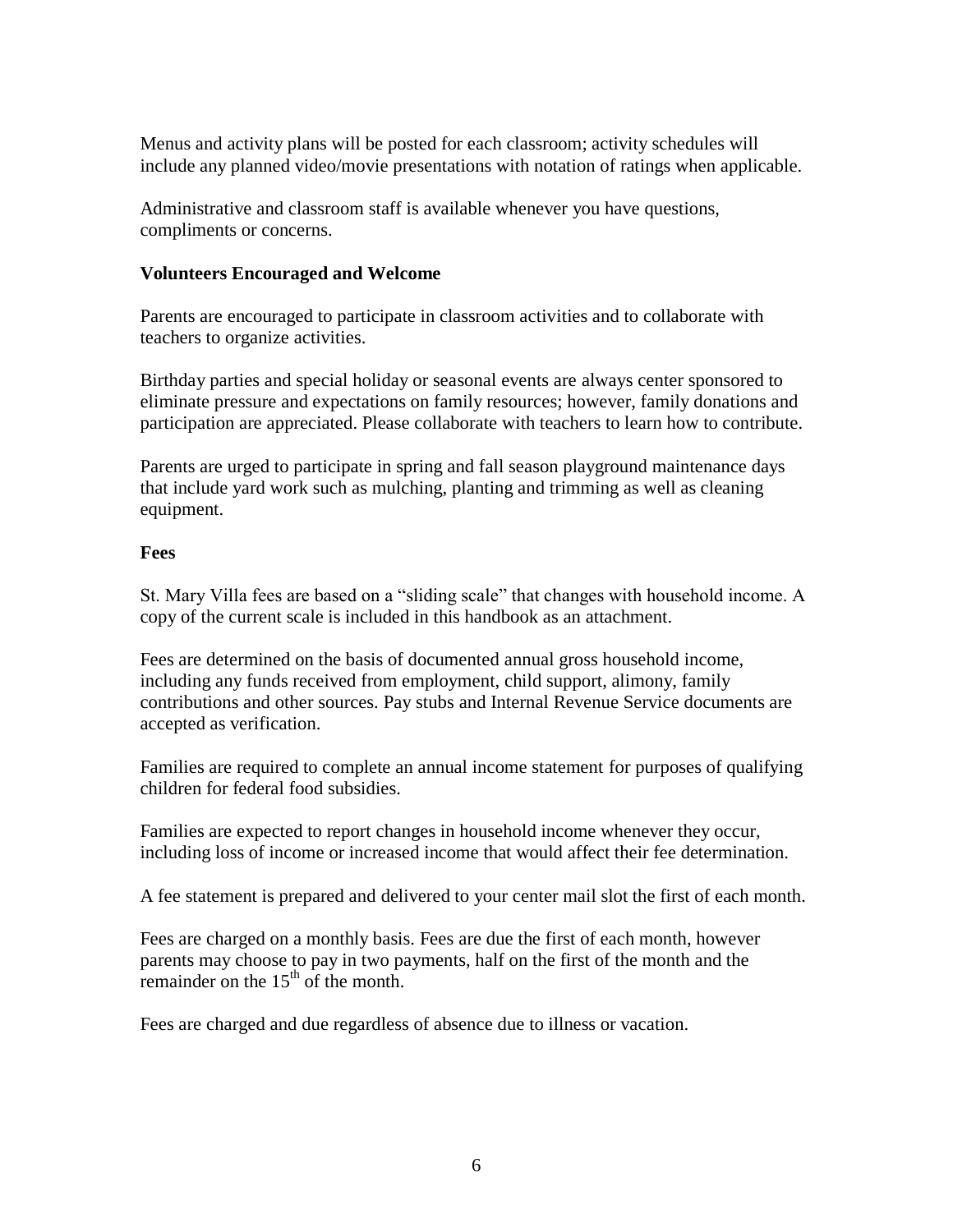Menus and activity plans will be posted for each classroom; activity schedules will include any planned video/movie presentations with notation of ratings when applicable.

Administrative and classroom staff is available whenever you have questions, compliments or concerns.

**Volunteers Encouraged and Welcome**

Parents are encouraged to participate in classroom activities and to collaborate with teachers to organize activities.

Birthday parties and special holiday or seasonal events are always center sponsored to eliminate pressure and expectations on family resources; however, family donations and participation are appreciated. Please collaborate with teachers to learn how to contribute.

Parents are urged to participate in spring and fall season playground maintenance days that include yard work such as mulching, planting and trimming as well as cleaning equipment.

**Fees**

St. Mary Villa fees are based on a "sliding scale" that changes with household income. A copy of the current scale is included in this handbook as an attachment.

Fees are determined on the basis of documented annual gross household income, including any funds received from employment, child support, alimony, family contributions and other sources. Pay stubs and Internal Revenue Service documents are accepted as verification.

Families are required to complete an annual income statement for purposes of qualifying children for federal food subsidies.

Families are expected to report changes in household income whenever they occur, including loss of income or increased income that would affect their fee determination.

A fee statement is prepared and delivered to your center mail slot the first of each month.

Fees are charged on a monthly basis. Fees are due the first of each month, however parents may choose to pay in two payments, half on the first of the month and the remainder on the 15th of the month.

Fees are charged and due regardless of absence due to illness or vacation.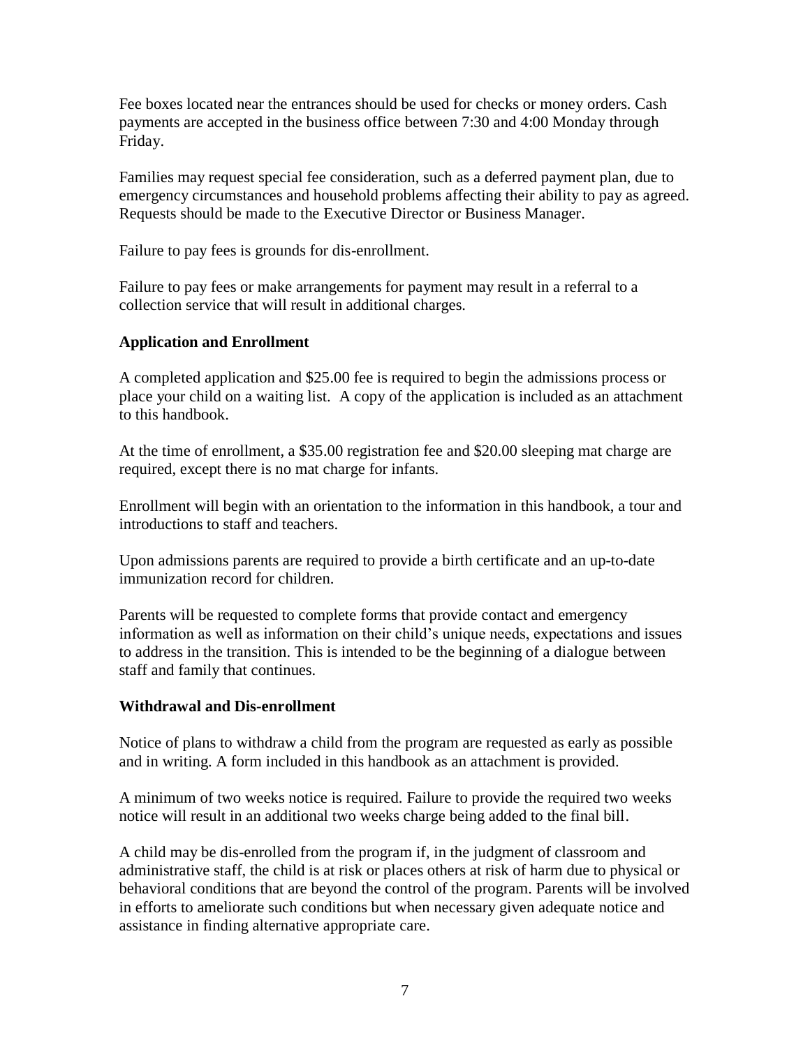Fee boxes located near the entrances should be used for checks or money orders. Cash payments are accepted in the business office between 7:30 and 4:00 Monday through Friday.

Families may request special fee consideration, such as a deferred payment plan, due to emergency circumstances and household problems affecting their ability to pay as agreed. Requests should be made to the Executive Director or Business Manager.

Failure to pay fees is grounds for dis-enrollment.

Failure to pay fees or make arrangements for payment may result in a referral to a collection service that will result in additional charges.

**Application and Enrollment**

A completed application and $25.00 fee is required to begin the admissions process or place your child on a waiting list. A copy of the application is included as an attachment to this handbook.

At the time of enrollment, a $35.00 registration fee and $20.00 sleeping mat charge are required, except there is no mat charge for infants.

Enrollment will begin with an orientation to the information in this handbook, a tour and introductions to staff and teachers.

Upon admissions parents are required to provide a birth certificate and an up-to-date immunization record for children.

Parents will be requested to complete forms that provide contact and emergency information as well as information on their child's unique needs, expectations and issues to address in the transition. This is intended to be the beginning of a dialogue between staff and family that continues.

**Withdrawal and Dis-enrollment**

Notice of plans to withdraw a child from the program are requested as early as possible and in writing. A form included in this handbook as an attachment is provided.

A minimum of two weeks notice is required. Failure to provide the required two weeks notice will result in an additional two weeks charge being added to the final bill.

A child may be dis-enrolled from the program if, in the judgment of classroom and administrative staff, the child is at risk or places others at risk of harm due to physical or behavioral conditions that are beyond the control of the program. Parents will be involved in efforts to ameliorate such conditions but when necessary given adequate notice and assistance in finding alternative appropriate care.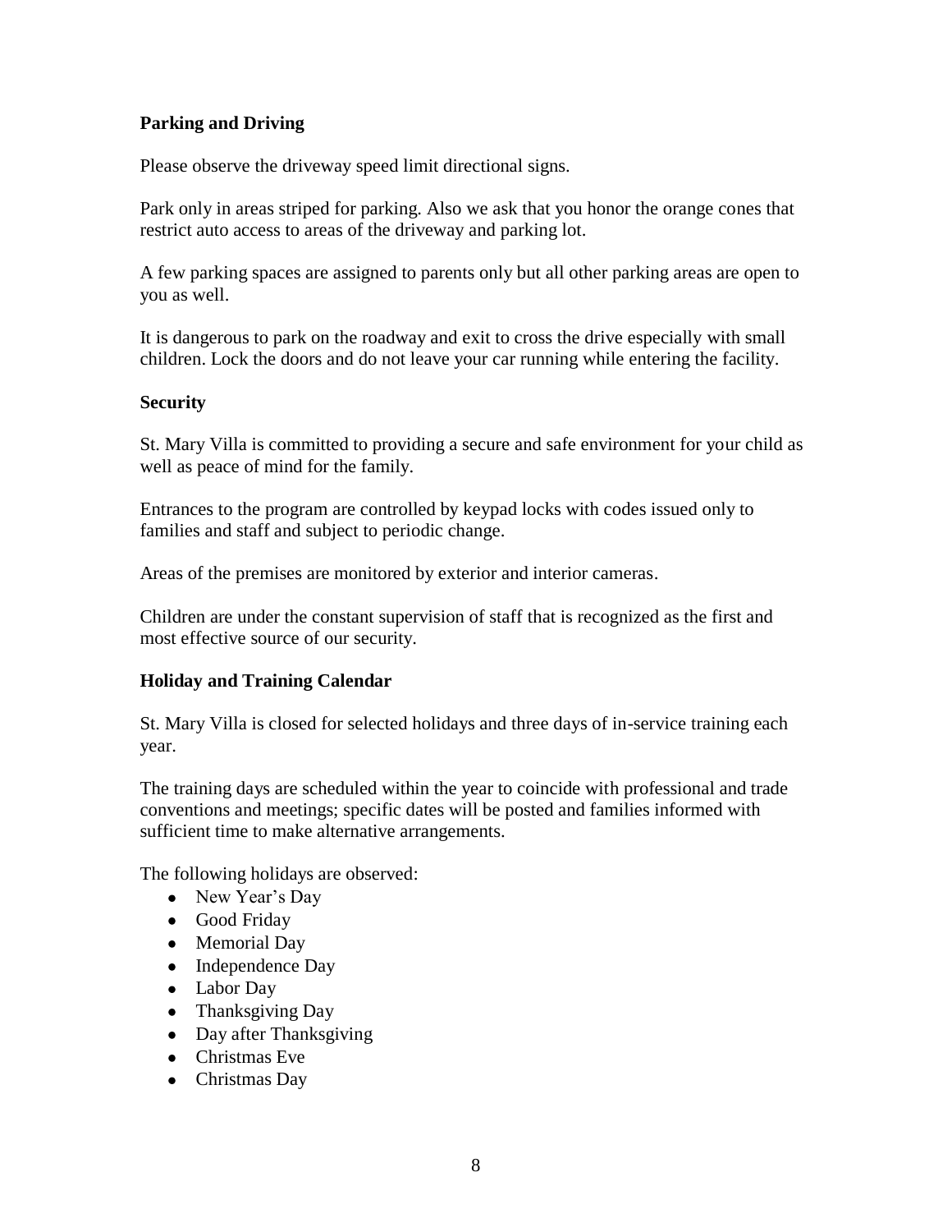**Parking and Driving**

Please observe the driveway speed limit directional signs.

Park only in areas striped for parking. Also we ask that you honor the orange cones that restrict auto access to areas of the driveway and parking lot.

A few parking spaces are assigned to parents only but all other parking areas are open to you as well.

It is dangerous to park on the roadway and exit to cross the drive especially with small children. Lock the doors and do not leave your car running while entering the facility.

**Security**

St. Mary Villa is committed to providing a secure and safe environment for your child as well as peace of mind for the family.

Entrances to the program are controlled by keypad locks with codes issued only to families and staff and subject to periodic change.

Areas of the premises are monitored by exterior and interior cameras.

Children are under the constant supervision of staff that is recognized as the first and most effective source of our security.

**Holiday and Training Calendar**

St. Mary Villa is closed for selected holidays and three days of in-service training each year.

The training days are scheduled within the year to coincide with professional and trade conventions and meetings; specific dates will be posted and families informed with sufficient time to make alternative arrangements.

The following holidays are observed:

- New Year's Day
- Good Friday
- Memorial Day
- Independence Day
- Labor Day
- Thanksgiving Day
- Day after Thanksgiving
- Christmas Eve
- Christmas Day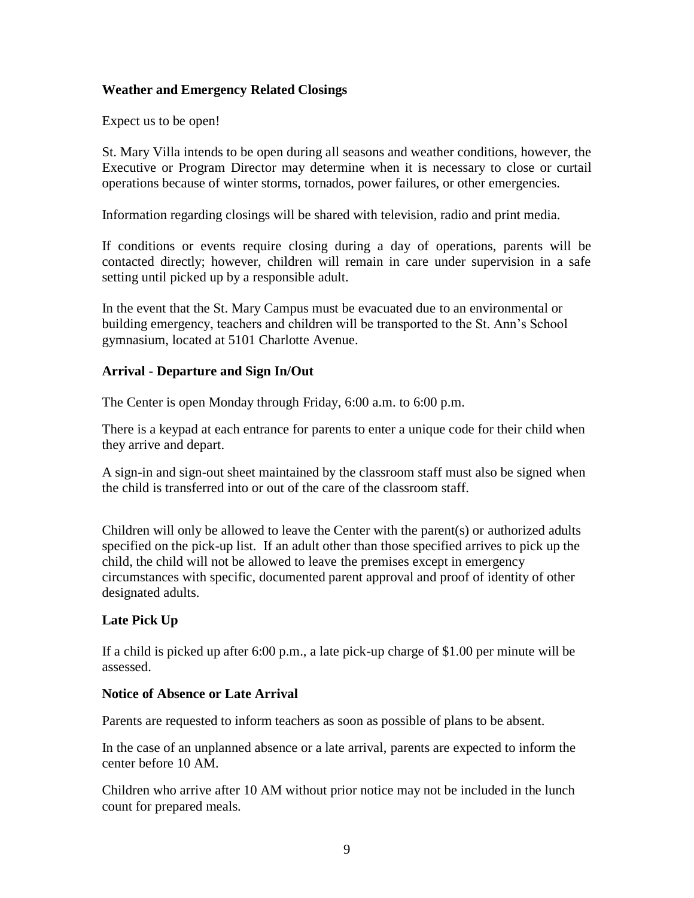## Weather and Emergency Related Closings

Expect us to be open!

St. Mary Villa intends to be open during all seasons and weather conditions, however, the Executive or Program Director may determine when it is necessary to close or curtail operations because of winter storms, tornados, power failures, or other emergencies.

Information regarding closings will be shared with television, radio and print media.

If conditions or events require closing during a day of operations, parents will be contacted directly; however, children will remain in care under supervision in a safe setting until picked up by a responsible adult.

In the event that the St. Mary Campus must be evacuated due to an environmental or building emergency, teachers and children will be transported to the St. Ann's School gymnasium, located at 5101 Charlotte Avenue.

## Arrival - Departure and Sign In/Out

The Center is open Monday through Friday, 6:00 a.m. to 6:00 p.m.

There is a keypad at each entrance for parents to enter a unique code for their child when they arrive and depart.

A sign-in and sign-out sheet maintained by the classroom staff must also be signed when the child is transferred into or out of the care of the classroom staff.

Children will only be allowed to leave the Center with the parent(s) or authorized adults specified on the pick-up list. If an adult other than those specified arrives to pick up the child, the child will not be allowed to leave the premises except in emergency circumstances with specific, documented parent approval and proof of identity of other designated adults.

## Late Pick Up

If a child is picked up after 6:00 p.m., a late pick-up charge of $1.00 per minute will be assessed.

## Notice of Absence or Late Arrival

Parents are requested to inform teachers as soon as possible of plans to be absent.

In the case of an unplanned absence or a late arrival, parents are expected to inform the center before 10 AM.

Children who arrive after 10 AM without prior notice may not be included in the lunch count for prepared meals.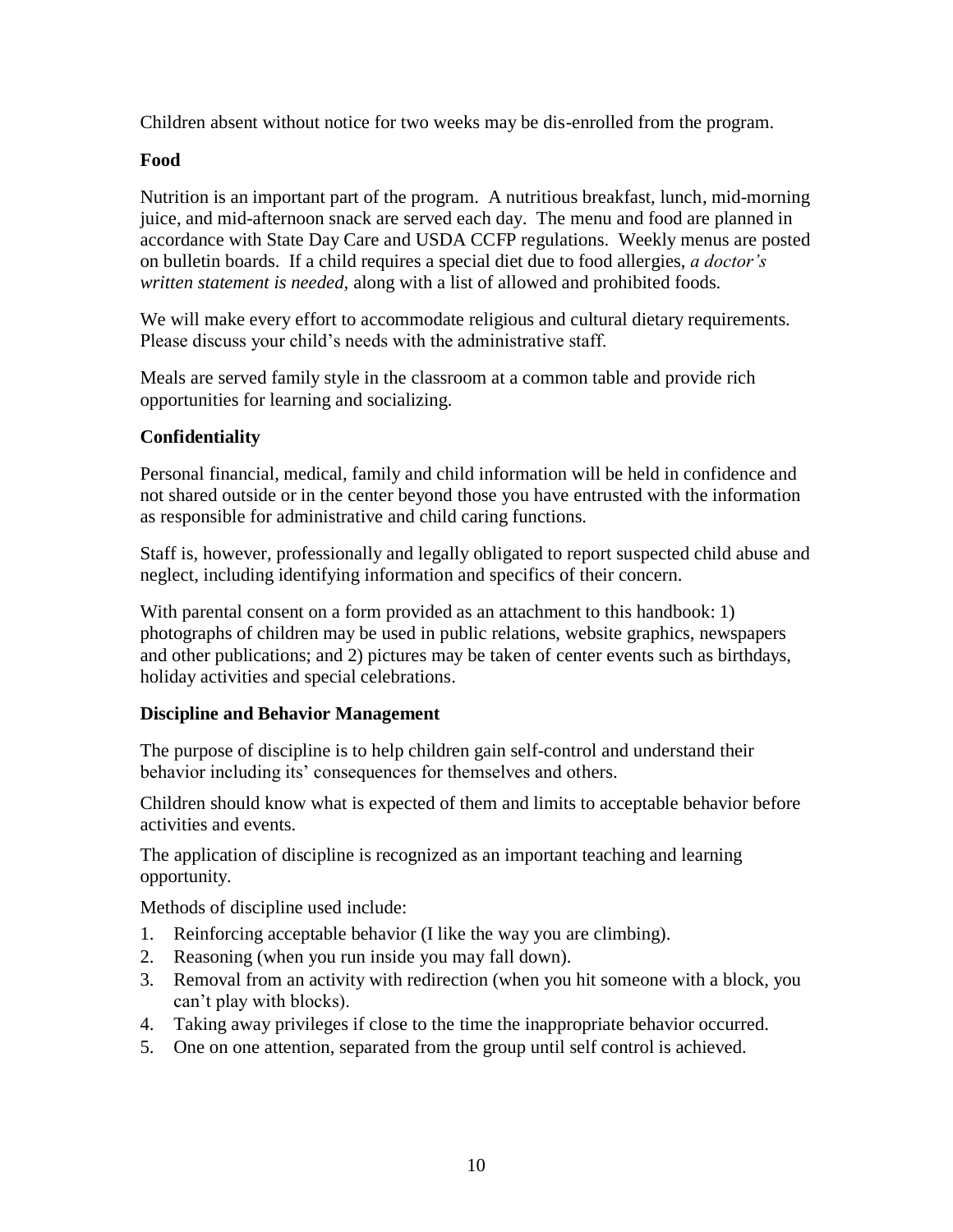Children absent without notice for two weeks may be dis-enrolled from the program.

**Food**

Nutrition is an important part of the program. A nutritious breakfast, lunch, mid-morning juice, and mid-afternoon snack are served each day. The menu and food are planned in accordance with State Day Care and USDA CCFP regulations. Weekly menus are posted on bulletin boards. If a child requires a special diet due to food allergies, *a doctor's written statement is needed,* along with a list of allowed and prohibited foods.

We will make every effort to accommodate religious and cultural dietary requirements. Please discuss your child's needs with the administrative staff.

Meals are served family style in the classroom at a common table and provide rich opportunities for learning and socializing.

**Confidentiality**

Personal financial, medical, family and child information will be held in confidence and not shared outside or in the center beyond those you have entrusted with the information as responsible for administrative and child caring functions.

Staff is, however, professionally and legally obligated to report suspected child abuse and neglect, including identifying information and specifics of their concern.

With parental consent on a form provided as an attachment to this handbook: 1) photographs of children may be used in public relations, website graphics, newspapers and other publications; and 2) pictures may be taken of center events such as birthdays, holiday activities and special celebrations.

**Discipline and Behavior Management**

The purpose of discipline is to help children gain self-control and understand their behavior including its' consequences for themselves and others.

Children should know what is expected of them and limits to acceptable behavior before activities and events.

The application of discipline is recognized as an important teaching and learning opportunity.

Methods of discipline used include:

1. Reinforcing acceptable behavior (I like the way you are climbing).
2. Reasoning (when you run inside you may fall down).
3. Removal from an activity with redirection (when you hit someone with a block, you can't play with blocks).
4. Taking away privileges if close to the time the inappropriate behavior occurred.
5. One on one attention, separated from the group until self control is achieved.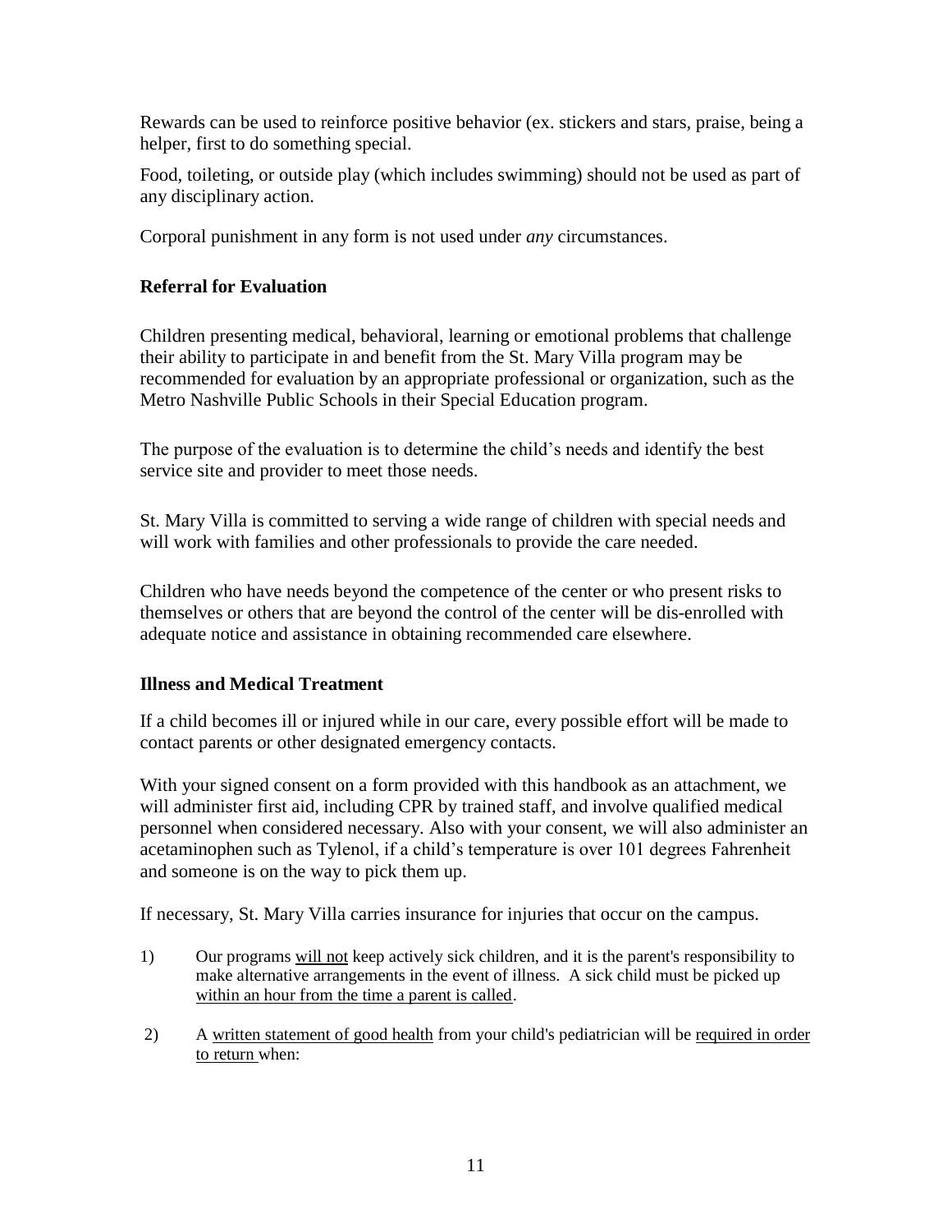Rewards can be used to reinforce positive behavior (ex. stickers and stars, praise, being a helper, first to do something special.

Food, toileting, or outside play (which includes swimming) should not be used as part of any disciplinary action.

Corporal punishment in any form is not used under *any* circumstances.

### Referral for Evaluation

Children presenting medical, behavioral, learning or emotional problems that challenge their ability to participate in and benefit from the St. Mary Villa program may be recommended for evaluation by an appropriate professional or organization, such as the Metro Nashville Public Schools in their Special Education program.

The purpose of the evaluation is to determine the child's needs and identify the best service site and provider to meet those needs.

St. Mary Villa is committed to serving a wide range of children with special needs and will work with families and other professionals to provide the care needed.

Children who have needs beyond the competence of the center or who present risks to themselves or others that are beyond the control of the center will be dis-enrolled with adequate notice and assistance in obtaining recommended care elsewhere.

### Illness and Medical Treatment

If a child becomes ill or injured while in our care, every possible effort will be made to contact parents or other designated emergency contacts.

With your signed consent on a form provided with this handbook as an attachment, we will administer first aid, including CPR by trained staff, and involve qualified medical personnel when considered necessary. Also with your consent, we will also administer an acetaminophen such as Tylenol, if a child's temperature is over 101 degrees Fahrenheit and someone is on the way to pick them up.

If necessary, St. Mary Villa carries insurance for injuries that occur on the campus.

1) Our programs <u>will not</u> keep actively sick children, and it is the parent's responsibility to make alternative arrangements in the event of illness. A sick child must be picked up <u>within an hour from the time a parent is called</u>.

2) A <u>written statement of good health</u> from your child's pediatrician will be <u>required in order to return</u> when: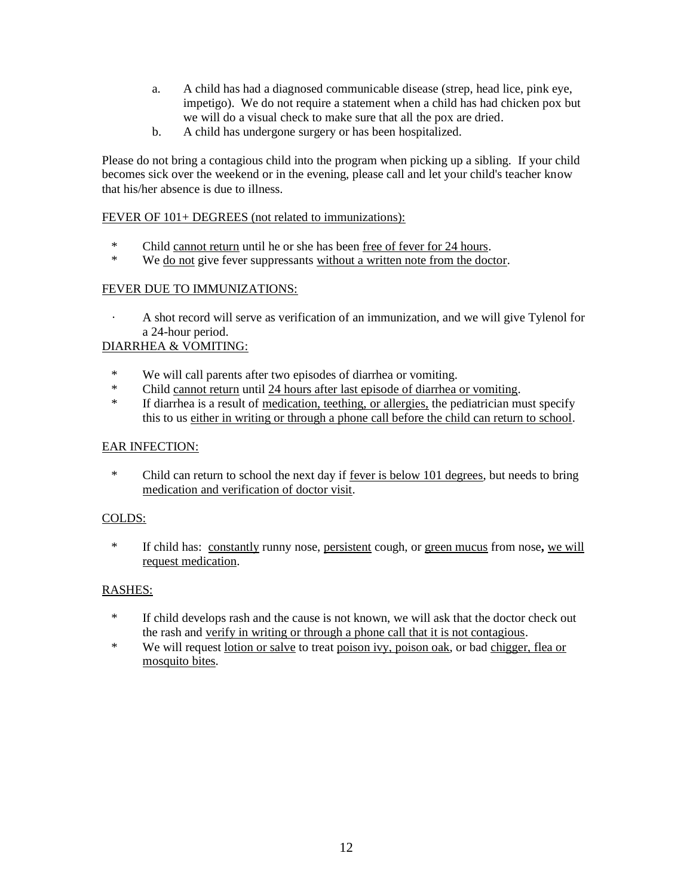a. A child has had a diagnosed communicable disease (strep, head lice, pink eye, impetigo). We do not require a statement when a child has had chicken pox but we will do a visual check to make sure that all the pox are dried.

b. A child has undergone surgery or has been hospitalized.

Please do not bring a contagious child into the program when picking up a sibling. If your child becomes sick over the weekend or in the evening, please call and let your child's teacher know that his/her absence is due to illness.

<u>FEVER OF 101+ DEGREES (not related to immunizations):</u>

* Child <u>cannot return</u> until he or she has been <u>free of fever for 24 hours</u>.
* We <u>do not</u> give fever suppressants <u>without a written note from the doctor</u>.

<u>FEVER DUE TO IMMUNIZATIONS:</u>

- A shot record will serve as verification of an immunization, and we will give Tylenol for a 24-hour period.

<u>DIARRHEA & VOMITING:</u>

* We will call parents after two episodes of diarrhea or vomiting.
* Child <u>cannot return</u> until <u>24 hours after last episode of diarrhea or vomiting</u>.
* If diarrhea is a result of <u>medication, teething, or allergies,</u> the pediatrician must specify this to us <u>either in writing or through a phone call before the child can return to school</u>.

<u>EAR INFECTION:</u>

* Child can return to school the next day if <u>fever is below 101 degrees</u>, but needs to bring <u>medication and verification of doctor visit</u>.

<u>COLDS:</u>

* If child has: <u>constantly</u> runny nose, <u>persistent</u> cough, or <u>green mucus</u> from nose**,** <u>we will request medication</u>.

<u>RASHES:</u>

* If child develops rash and the cause is not known, we will ask that the doctor check out the rash and <u>verify in writing or through a phone call that it is not contagious</u>.
* We will request <u>lotion or salve</u> to treat <u>poison ivy, poison oak</u>, or bad <u>chigger, flea or mosquito bites</u>.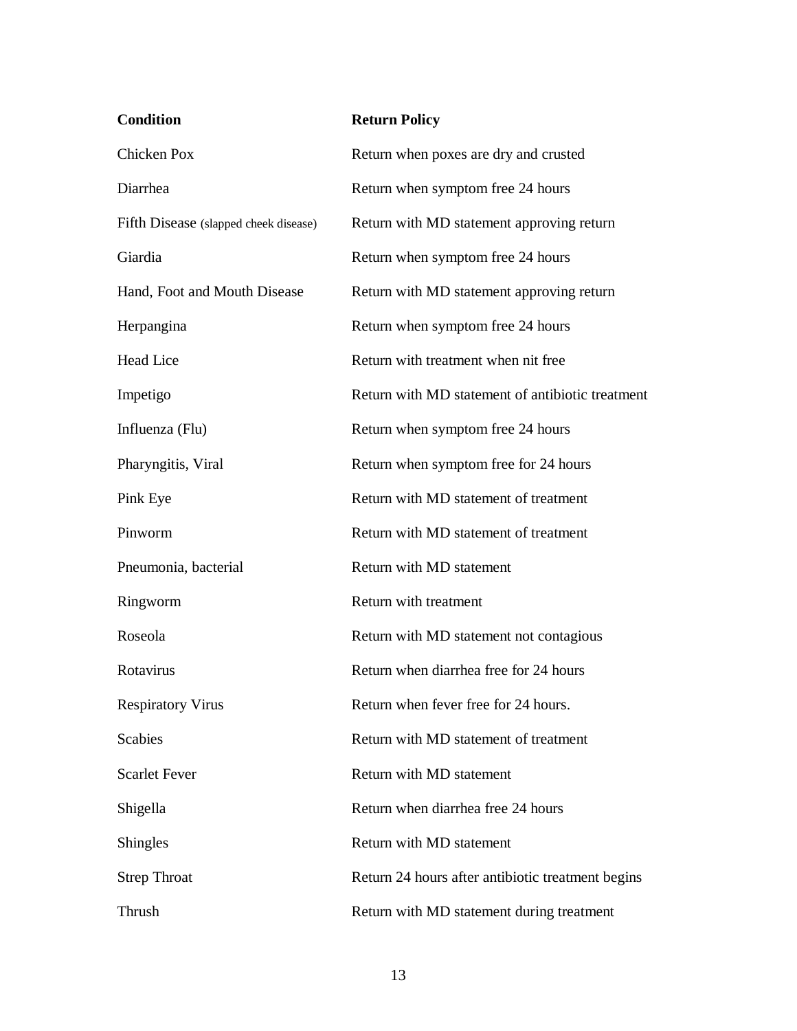| **Condition** | **Return Policy** |
| --- | --- |
| Chicken Pox | Return when poxes are dry and crusted |
| Diarrhea | Return when symptom free 24 hours |
| Fifth Disease (slapped cheek disease) | Return with MD statement approving return |
| Giardia | Return when symptom free 24 hours |
| Hand, Foot and Mouth Disease | Return with MD statement approving return |
| Herpangina | Return when symptom free 24 hours |
| Head Lice | Return with treatment when nit free |
| Impetigo | Return with MD statement of antibiotic treatment |
| Influenza (Flu) | Return when symptom free 24 hours |
| Pharyngitis, Viral | Return when symptom free for 24 hours |
| Pink Eye | Return with MD statement of treatment |
| Pinworm | Return with MD statement of treatment |
| Pneumonia, bacterial | Return with MD statement |
| Ringworm | Return with treatment |
| Roseola | Return with MD statement not contagious |
| Rotavirus | Return when diarrhea free for 24 hours |
| Respiratory Virus | Return when fever free for 24 hours. |
| Scabies | Return with MD statement of treatment |
| Scarlet Fever | Return with MD statement |
| Shigella | Return when diarrhea free 24 hours |
| Shingles | Return with MD statement |
| Strep Throat | Return 24 hours after antibiotic treatment begins |
| Thrush | Return with MD statement during treatment |